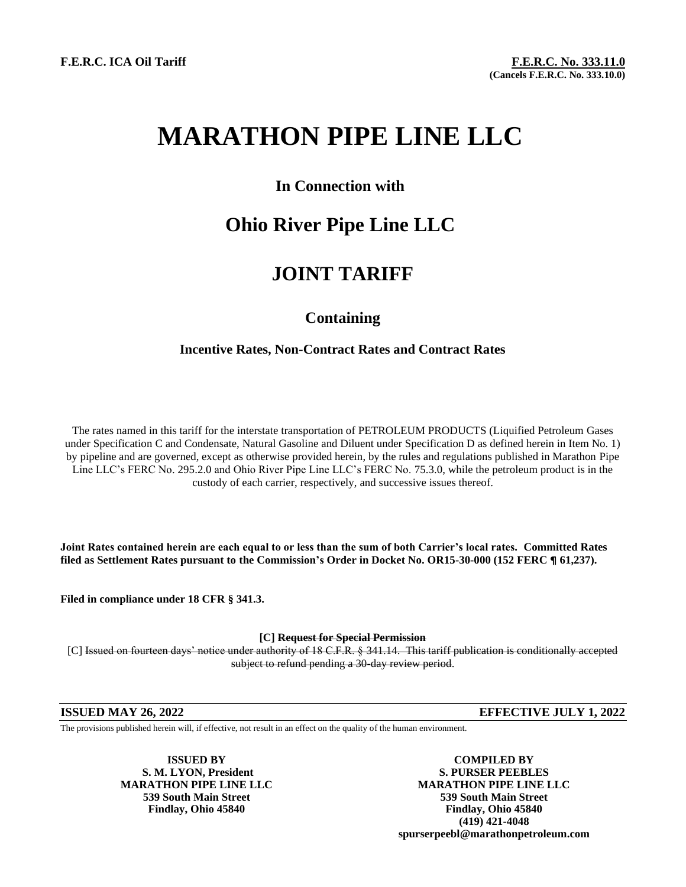**F.E.R.C. ICA Oil Tariff**

**F.E.R.C. No. 333.11.0**
**(Cancels F.E.R.C. No. 333.10.0)**

# MARATHON PIPE LINE LLC

### In Connection with

## Ohio River Pipe Line LLC

## JOINT TARIFF

### Containing

**Incentive Rates, Non-Contract Rates and Contract Rates**

The rates named in this tariff for the interstate transportation of PETROLEUM PRODUCTS (Liquified Petroleum Gases under Specification C and Condensate, Natural Gasoline and Diluent under Specification D as defined herein in Item No. 1) by pipeline and are governed, except as otherwise provided herein, by the rules and regulations published in Marathon Pipe Line LLC's FERC No. 295.2.0 and Ohio River Pipe Line LLC's FERC No. 75.3.0, while the petroleum product is in the custody of each carrier, respectively, and successive issues thereof.

**Joint Rates contained herein are each equal to or less than the sum of both Carrier's local rates. Committed Rates filed as Settlement Rates pursuant to the Commission's Order in Docket No. OR15-30-000 (152 FERC ¶ 61,237).**

**Filed in compliance under 18 CFR § 341.3.**

**[C] ~~Request for Special Permission~~**

[C] ~~Issued on fourteen days' notice under authority of 18 C.F.R. § 341.14. This tariff publication is conditionally accepted subject to refund pending a 30-day review period~~.

**ISSUED MAY 26, 2022** | **EFFECTIVE JULY 1, 2022**

The provisions published herein will, if effective, not result in an effect on the quality of the human environment.

**ISSUED BY**
**S. M. LYON, President**
**MARATHON PIPE LINE LLC**
**539 South Main Street**
**Findlay, Ohio 45840**

**COMPILED BY**
**S. PURSER PEEBLES**
**MARATHON PIPE LINE LLC**
**539 South Main Street**
**Findlay, Ohio 45840**
**(419) 421-4048**
**spurserpeebl@marathonpetroleum.com**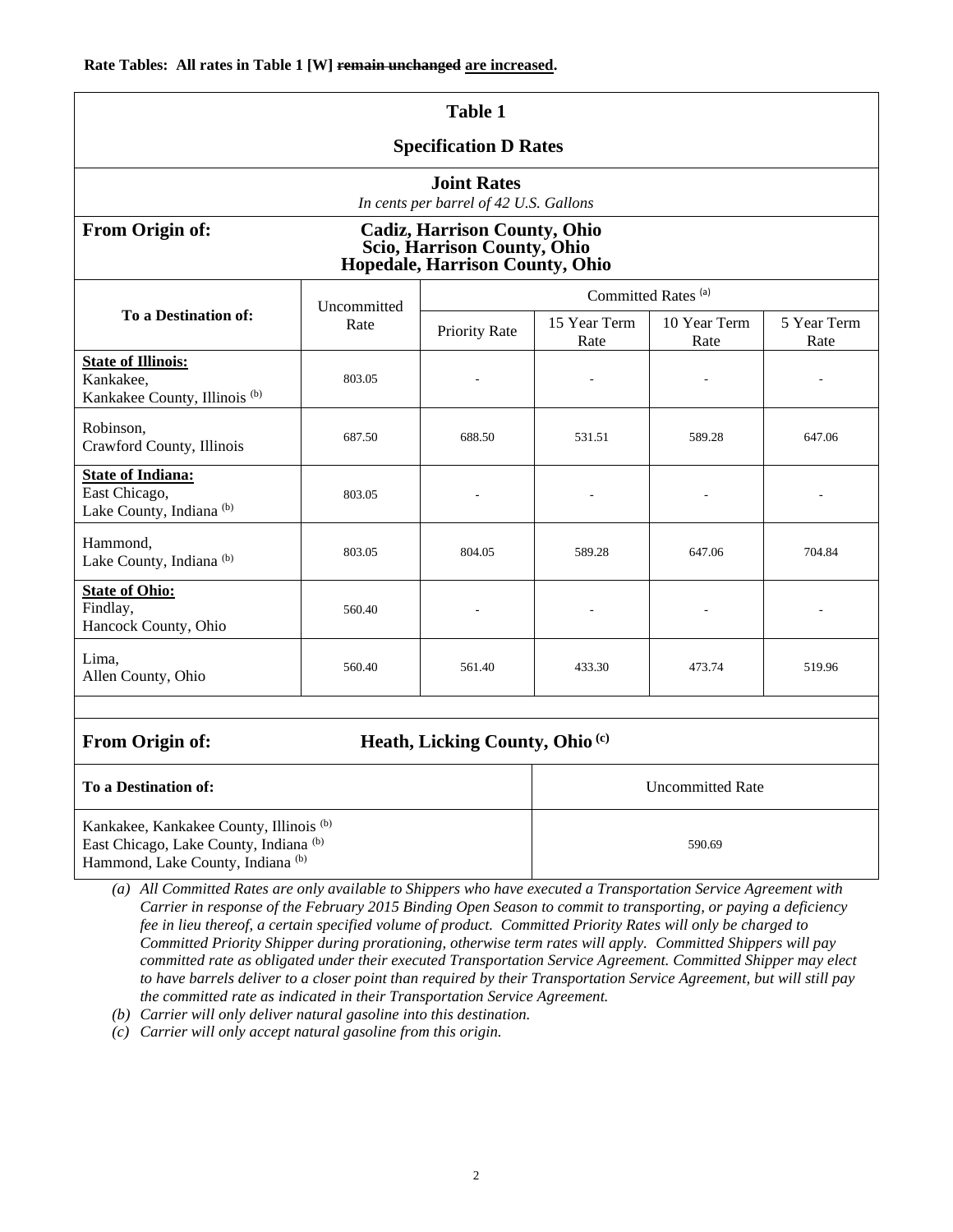**Rate Tables: All rates in Table 1 [W] ~~remain unchanged~~ are increased.**

| Table 1 | | | | | |
|---|---|---|---|---|---|
| **Specification D Rates** | | | | | |
| **Joint Rates** *In cents per barrel of 42 U.S. Gallons* | | | | | |
| **From Origin of:** | **Cadiz, Harrison County, Ohio Scio, Harrison County, Ohio Hopedale, Harrison County, Ohio** | | | | |
| **To a Destination of:** | Uncommitted Rate | Committed Rates [(a)] | | | |
| | | Priority Rate | 15 Year Term Rate | 10 Year Term Rate | 5 Year Term Rate |
| **State of Illinois:** Kankakee, Kankakee County, Illinois [(b)] | 803.05 | - | - | - | - |
| Robinson, Crawford County, Illinois | 687.50 | 688.50 | 531.51 | 589.28 | 647.06 |
| **State of Indiana:** East Chicago, Lake County, Indiana [(b)] | 803.05 | - | - | - | - |
| Hammond, Lake County, Indiana [(b)] | 803.05 | 804.05 | 589.28 | 647.06 | 704.84 |
| **State of Ohio:** Findlay, Hancock County, Ohio | 560.40 | - | - | - | - |
| Lima, Allen County, Ohio | 560.40 | 561.40 | 433.30 | 473.74 | 519.96 |

| **From Origin of:** | **Heath, Licking County, Ohio [(c)]** |
|---|---|
| **To a Destination of:** | Uncommitted Rate |
| Kankakee, Kankakee County, Illinois [(b)] East Chicago, Lake County, Indiana [(b)] Hammond, Lake County, Indiana [(b)] | 590.69 |

*(a) All Committed Rates are only available to Shippers who have executed a Transportation Service Agreement with Carrier in response of the February 2015 Binding Open Season to commit to transporting, or paying a deficiency fee in lieu thereof, a certain specified volume of product. Committed Priority Rates will only be charged to Committed Priority Shipper during prorationing, otherwise term rates will apply. Committed Shippers will pay committed rate as obligated under their executed Transportation Service Agreement. Committed Shipper may elect to have barrels deliver to a closer point than required by their Transportation Service Agreement, but will still pay the committed rate as indicated in their Transportation Service Agreement.*

*(b) Carrier will only deliver natural gasoline into this destination.*

*(c) Carrier will only accept natural gasoline from this origin.*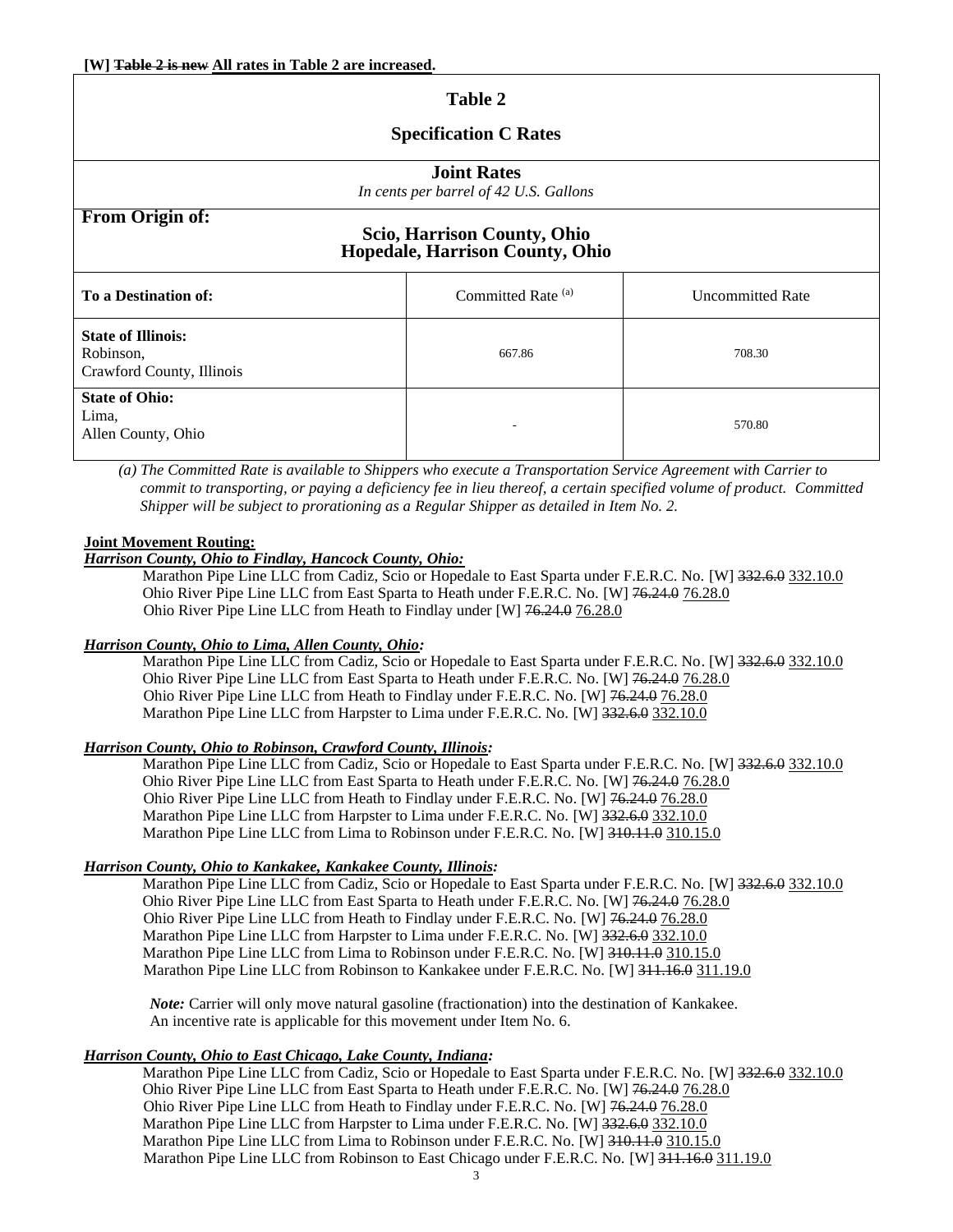**[W] ~~Table 2 is new~~ All rates in Table 2 are increased.**

| **Table 2**<br>**Specification C Rates** | | |
|---|---|---|
| **Joint Rates**<br>*In cents per barrel of 42 U.S. Gallons* | | |
| **From Origin of:** **Scio, Harrison County, Ohio** **Hopedale, Harrison County, Ohio** | | |
| **To a Destination of:** | Committed Rate [(a)] | Uncommitted Rate |
| **State of Illinois:** Robinson, Crawford County, Illinois | 667.86 | 708.30 |
| **State of Ohio:** Lima, Allen County, Ohio | - | 570.80 |

*(a) The Committed Rate is available to Shippers who execute a Transportation Service Agreement with Carrier to commit to transporting, or paying a deficiency fee in lieu thereof, a certain specified volume of product. Committed Shipper will be subject to prorationing as a Regular Shipper as detailed in Item No. 2.*

**Joint Movement Routing:**

***Harrison County, Ohio to Findlay, Hancock County, Ohio:***

Marathon Pipe Line LLC from Cadiz, Scio or Hopedale to East Sparta under F.E.R.C. No. [W] ~~332.6.0~~ 332.10.0
Ohio River Pipe Line LLC from East Sparta to Heath under F.E.R.C. No. [W] ~~76.24.0~~ 76.28.0
Ohio River Pipe Line LLC from Heath to Findlay under [W] ~~76.24.0~~ 76.28.0

***Harrison County, Ohio to Lima, Allen County, Ohio:***

Marathon Pipe Line LLC from Cadiz, Scio or Hopedale to East Sparta under F.E.R.C. No. [W] ~~332.6.0~~ 332.10.0
Ohio River Pipe Line LLC from East Sparta to Heath under F.E.R.C. No. [W] ~~76.24.0~~ 76.28.0
Ohio River Pipe Line LLC from Heath to Findlay under F.E.R.C. No. [W] ~~76.24.0~~ 76.28.0
Marathon Pipe Line LLC from Harpster to Lima under F.E.R.C. No. [W] ~~332.6.0~~ 332.10.0

***Harrison County, Ohio to Robinson, Crawford County, Illinois:***

Marathon Pipe Line LLC from Cadiz, Scio or Hopedale to East Sparta under F.E.R.C. No. [W] ~~332.6.0~~ 332.10.0
Ohio River Pipe Line LLC from East Sparta to Heath under F.E.R.C. No. [W] ~~76.24.0~~ 76.28.0
Ohio River Pipe Line LLC from Heath to Findlay under F.E.R.C. No. [W] ~~76.24.0~~ 76.28.0
Marathon Pipe Line LLC from Harpster to Lima under F.E.R.C. No. [W] ~~332.6.0~~ 332.10.0
Marathon Pipe Line LLC from Lima to Robinson under F.E.R.C. No. [W] ~~310.11.0~~ 310.15.0

***Harrison County, Ohio to Kankakee, Kankakee County, Illinois:***

Marathon Pipe Line LLC from Cadiz, Scio or Hopedale to East Sparta under F.E.R.C. No. [W] ~~332.6.0~~ 332.10.0
Ohio River Pipe Line LLC from East Sparta to Heath under F.E.R.C. No. [W] ~~76.24.0~~ 76.28.0
Ohio River Pipe Line LLC from Heath to Findlay under F.E.R.C. No. [W] ~~76.24.0~~ 76.28.0
Marathon Pipe Line LLC from Harpster to Lima under F.E.R.C. No. [W] ~~332.6.0~~ 332.10.0
Marathon Pipe Line LLC from Lima to Robinson under F.E.R.C. No. [W] ~~310.11.0~~ 310.15.0
Marathon Pipe Line LLC from Robinson to Kankakee under F.E.R.C. No. [W] ~~311.16.0~~ 311.19.0

*Note:* Carrier will only move natural gasoline (fractionation) into the destination of Kankakee. An incentive rate is applicable for this movement under Item No. 6.

***Harrison County, Ohio to East Chicago, Lake County, Indiana:***

Marathon Pipe Line LLC from Cadiz, Scio or Hopedale to East Sparta under F.E.R.C. No. [W] ~~332.6.0~~ 332.10.0
Ohio River Pipe Line LLC from East Sparta to Heath under F.E.R.C. No. [W] ~~76.24.0~~ 76.28.0
Ohio River Pipe Line LLC from Heath to Findlay under F.E.R.C. No. [W] ~~76.24.0~~ 76.28.0
Marathon Pipe Line LLC from Harpster to Lima under F.E.R.C. No. [W] ~~332.6.0~~ 332.10.0
Marathon Pipe Line LLC from Lima to Robinson under F.E.R.C. No. [W] ~~310.11.0~~ 310.15.0
Marathon Pipe Line LLC from Robinson to East Chicago under F.E.R.C. No. [W] ~~311.16.0~~ 311.19.0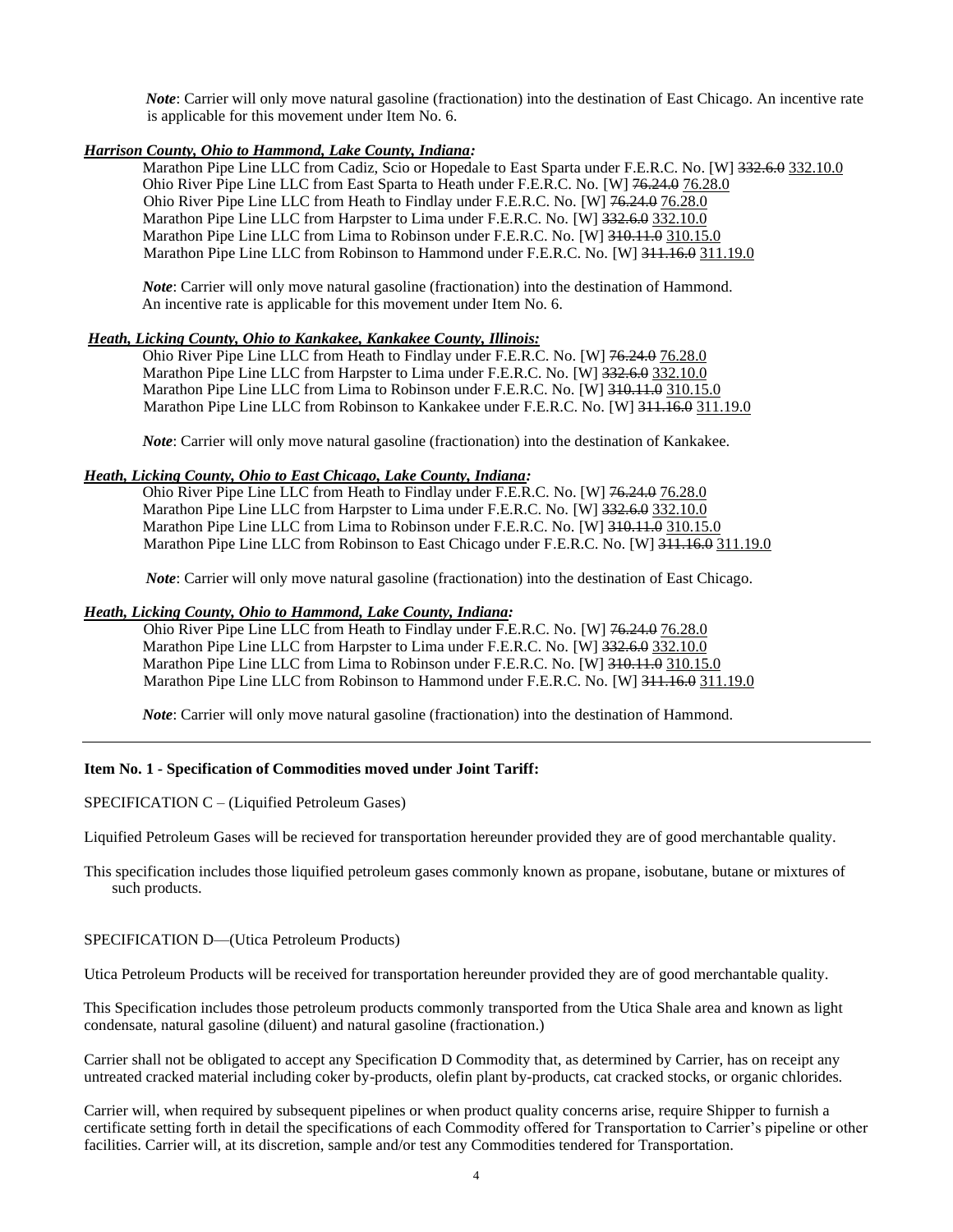*Note*: Carrier will only move natural gasoline (fractionation) into the destination of East Chicago. An incentive rate is applicable for this movement under Item No. 6.

***Harrison County, Ohio to Hammond, Lake County, Indiana:***

Marathon Pipe Line LLC from Cadiz, Scio or Hopedale to East Sparta under F.E.R.C. No. [W] ~~332.6.0~~ 332.10.0
Ohio River Pipe Line LLC from East Sparta to Heath under F.E.R.C. No. [W] ~~76.24.0~~ 76.28.0
Ohio River Pipe Line LLC from Heath to Findlay under F.E.R.C. No. [W] ~~76.24.0~~ 76.28.0
Marathon Pipe Line LLC from Harpster to Lima under F.E.R.C. No. [W] ~~332.6.0~~ 332.10.0
Marathon Pipe Line LLC from Lima to Robinson under F.E.R.C. No. [W] ~~310.11.0~~ 310.15.0
Marathon Pipe Line LLC from Robinson to Hammond under F.E.R.C. No. [W] ~~311.16.0~~ 311.19.0

*Note*: Carrier will only move natural gasoline (fractionation) into the destination of Hammond. An incentive rate is applicable for this movement under Item No. 6.

***Heath, Licking County, Ohio to Kankakee, Kankakee County, Illinois:***

Ohio River Pipe Line LLC from Heath to Findlay under F.E.R.C. No. [W] ~~76.24.0~~ 76.28.0
Marathon Pipe Line LLC from Harpster to Lima under F.E.R.C. No. [W] ~~332.6.0~~ 332.10.0
Marathon Pipe Line LLC from Lima to Robinson under F.E.R.C. No. [W] ~~310.11.0~~ 310.15.0
Marathon Pipe Line LLC from Robinson to Kankakee under F.E.R.C. No. [W] ~~311.16.0~~ 311.19.0

*Note*: Carrier will only move natural gasoline (fractionation) into the destination of Kankakee.

***Heath, Licking County, Ohio to East Chicago, Lake County, Indiana:***

Ohio River Pipe Line LLC from Heath to Findlay under F.E.R.C. No. [W] ~~76.24.0~~ 76.28.0
Marathon Pipe Line LLC from Harpster to Lima under F.E.R.C. No. [W] ~~332.6.0~~ 332.10.0
Marathon Pipe Line LLC from Lima to Robinson under F.E.R.C. No. [W] ~~310.11.0~~ 310.15.0
Marathon Pipe Line LLC from Robinson to East Chicago under F.E.R.C. No. [W] ~~311.16.0~~ 311.19.0

*Note*: Carrier will only move natural gasoline (fractionation) into the destination of East Chicago.

***Heath, Licking County, Ohio to Hammond, Lake County, Indiana:***

Ohio River Pipe Line LLC from Heath to Findlay under F.E.R.C. No. [W] ~~76.24.0~~ 76.28.0
Marathon Pipe Line LLC from Harpster to Lima under F.E.R.C. No. [W] ~~332.6.0~~ 332.10.0
Marathon Pipe Line LLC from Lima to Robinson under F.E.R.C. No. [W] ~~310.11.0~~ 310.15.0
Marathon Pipe Line LLC from Robinson to Hammond under F.E.R.C. No. [W] ~~311.16.0~~ 311.19.0

*Note*: Carrier will only move natural gasoline (fractionation) into the destination of Hammond.

---

**Item No. 1 - Specification of Commodities moved under Joint Tariff:**

SPECIFICATION C – (Liquified Petroleum Gases)

Liquified Petroleum Gases will be recieved for transportation hereunder provided they are of good merchantable quality.

This specification includes those liquified petroleum gases commonly known as propane, isobutane, butane or mixtures of such products.

SPECIFICATION D—(Utica Petroleum Products)

Utica Petroleum Products will be received for transportation hereunder provided they are of good merchantable quality.

This Specification includes those petroleum products commonly transported from the Utica Shale area and known as light condensate, natural gasoline (diluent) and natural gasoline (fractionation.)

Carrier shall not be obligated to accept any Specification D Commodity that, as determined by Carrier, has on receipt any untreated cracked material including coker by-products, olefin plant by-products, cat cracked stocks, or organic chlorides.

Carrier will, when required by subsequent pipelines or when product quality concerns arise, require Shipper to furnish a certificate setting forth in detail the specifications of each Commodity offered for Transportation to Carrier's pipeline or other facilities. Carrier will, at its discretion, sample and/or test any Commodities tendered for Transportation.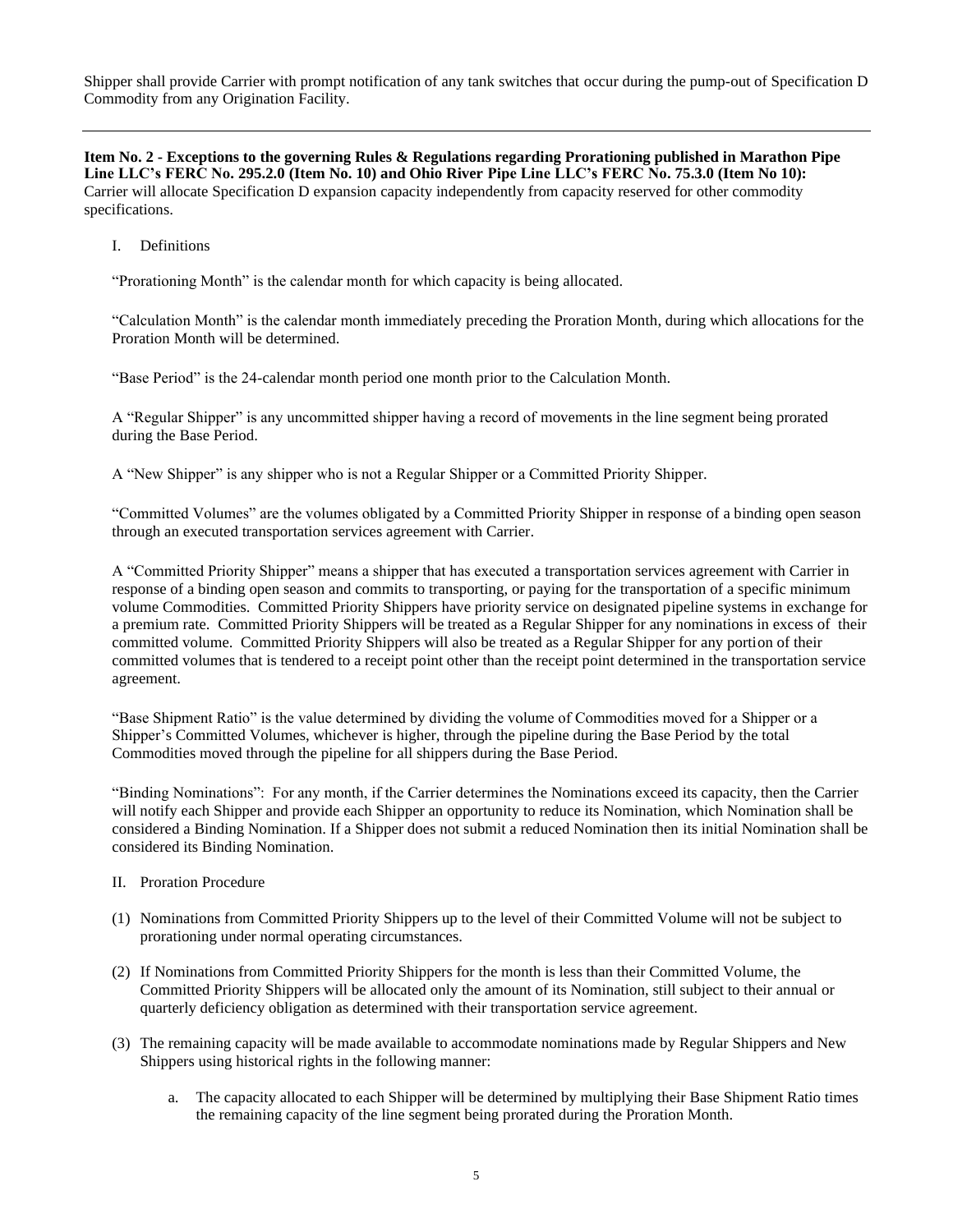Shipper shall provide Carrier with prompt notification of any tank switches that occur during the pump-out of Specification D Commodity from any Origination Facility.

---

**Item No. 2 - Exceptions to the governing Rules & Regulations regarding Prorationing published in Marathon Pipe Line LLC's FERC No. 295.2.0 (Item No. 10) and Ohio River Pipe Line LLC's FERC No. 75.3.0 (Item No 10):** Carrier will allocate Specification D expansion capacity independently from capacity reserved for other commodity specifications.

I. Definitions

"Prorationing Month" is the calendar month for which capacity is being allocated.

"Calculation Month" is the calendar month immediately preceding the Proration Month, during which allocations for the Proration Month will be determined.

"Base Period" is the 24-calendar month period one month prior to the Calculation Month.

A "Regular Shipper" is any uncommitted shipper having a record of movements in the line segment being prorated during the Base Period.

A "New Shipper" is any shipper who is not a Regular Shipper or a Committed Priority Shipper.

"Committed Volumes" are the volumes obligated by a Committed Priority Shipper in response of a binding open season through an executed transportation services agreement with Carrier.

A "Committed Priority Shipper" means a shipper that has executed a transportation services agreement with Carrier in response of a binding open season and commits to transporting, or paying for the transportation of a specific minimum volume Commodities. Committed Priority Shippers have priority service on designated pipeline systems in exchange for a premium rate. Committed Priority Shippers will be treated as a Regular Shipper for any nominations in excess of their committed volume. Committed Priority Shippers will also be treated as a Regular Shipper for any portion of their committed volumes that is tendered to a receipt point other than the receipt point determined in the transportation service agreement.

"Base Shipment Ratio" is the value determined by dividing the volume of Commodities moved for a Shipper or a Shipper's Committed Volumes, whichever is higher, through the pipeline during the Base Period by the total Commodities moved through the pipeline for all shippers during the Base Period.

"Binding Nominations": For any month, if the Carrier determines the Nominations exceed its capacity, then the Carrier will notify each Shipper and provide each Shipper an opportunity to reduce its Nomination, which Nomination shall be considered a Binding Nomination. If a Shipper does not submit a reduced Nomination then its initial Nomination shall be considered its Binding Nomination.

II. Proration Procedure

(1) Nominations from Committed Priority Shippers up to the level of their Committed Volume will not be subject to prorationing under normal operating circumstances.

(2) If Nominations from Committed Priority Shippers for the month is less than their Committed Volume, the Committed Priority Shippers will be allocated only the amount of its Nomination, still subject to their annual or quarterly deficiency obligation as determined with their transportation service agreement.

(3) The remaining capacity will be made available to accommodate nominations made by Regular Shippers and New Shippers using historical rights in the following manner:

    a. The capacity allocated to each Shipper will be determined by multiplying their Base Shipment Ratio times the remaining capacity of the line segment being prorated during the Proration Month.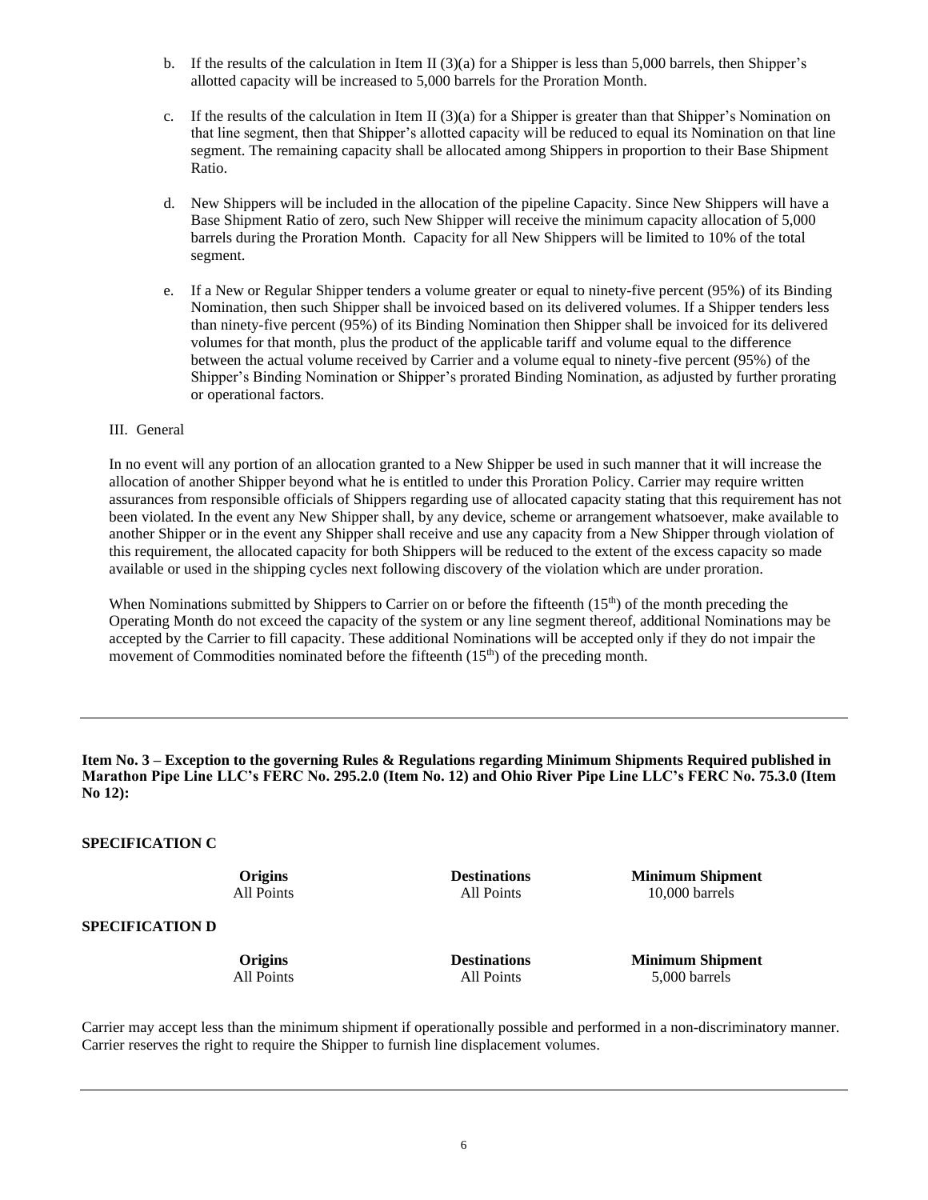b. If the results of the calculation in Item II (3)(a) for a Shipper is less than 5,000 barrels, then Shipper's allotted capacity will be increased to 5,000 barrels for the Proration Month.

c. If the results of the calculation in Item II (3)(a) for a Shipper is greater than that Shipper's Nomination on that line segment, then that Shipper's allotted capacity will be reduced to equal its Nomination on that line segment. The remaining capacity shall be allocated among Shippers in proportion to their Base Shipment Ratio.

d. New Shippers will be included in the allocation of the pipeline Capacity. Since New Shippers will have a Base Shipment Ratio of zero, such New Shipper will receive the minimum capacity allocation of 5,000 barrels during the Proration Month. Capacity for all New Shippers will be limited to 10% of the total segment.

e. If a New or Regular Shipper tenders a volume greater or equal to ninety-five percent (95%) of its Binding Nomination, then such Shipper shall be invoiced based on its delivered volumes. If a Shipper tenders less than ninety-five percent (95%) of its Binding Nomination then Shipper shall be invoiced for its delivered volumes for that month, plus the product of the applicable tariff and volume equal to the difference between the actual volume received by Carrier and a volume equal to ninety-five percent (95%) of the Shipper's Binding Nomination or Shipper's prorated Binding Nomination, as adjusted by further prorating or operational factors.

III. General

In no event will any portion of an allocation granted to a New Shipper be used in such manner that it will increase the allocation of another Shipper beyond what he is entitled to under this Proration Policy. Carrier may require written assurances from responsible officials of Shippers regarding use of allocated capacity stating that this requirement has not been violated. In the event any New Shipper shall, by any device, scheme or arrangement whatsoever, make available to another Shipper or in the event any Shipper shall receive and use any capacity from a New Shipper through violation of this requirement, the allocated capacity for both Shippers will be reduced to the extent of the excess capacity so made available or used in the shipping cycles next following discovery of the violation which are under proration.

When Nominations submitted by Shippers to Carrier on or before the fifteenth (15th) of the month preceding the Operating Month do not exceed the capacity of the system or any line segment thereof, additional Nominations may be accepted by the Carrier to fill capacity. These additional Nominations will be accepted only if they do not impair the movement of Commodities nominated before the fifteenth (15th) of the preceding month.

---

**Item No. 3 – Exception to the governing Rules & Regulations regarding Minimum Shipments Required published in Marathon Pipe Line LLC's FERC No. 295.2.0 (Item No. 12) and Ohio River Pipe Line LLC's FERC No. 75.3.0 (Item No 12):**

**SPECIFICATION C**

| Origins | Destinations | Minimum Shipment |
|---|---|---|
| All Points | All Points | 10,000 barrels |

**SPECIFICATION D**

| Origins | Destinations | Minimum Shipment |
|---|---|---|
| All Points | All Points | 5,000 barrels |

Carrier may accept less than the minimum shipment if operationally possible and performed in a non-discriminatory manner. Carrier reserves the right to require the Shipper to furnish line displacement volumes.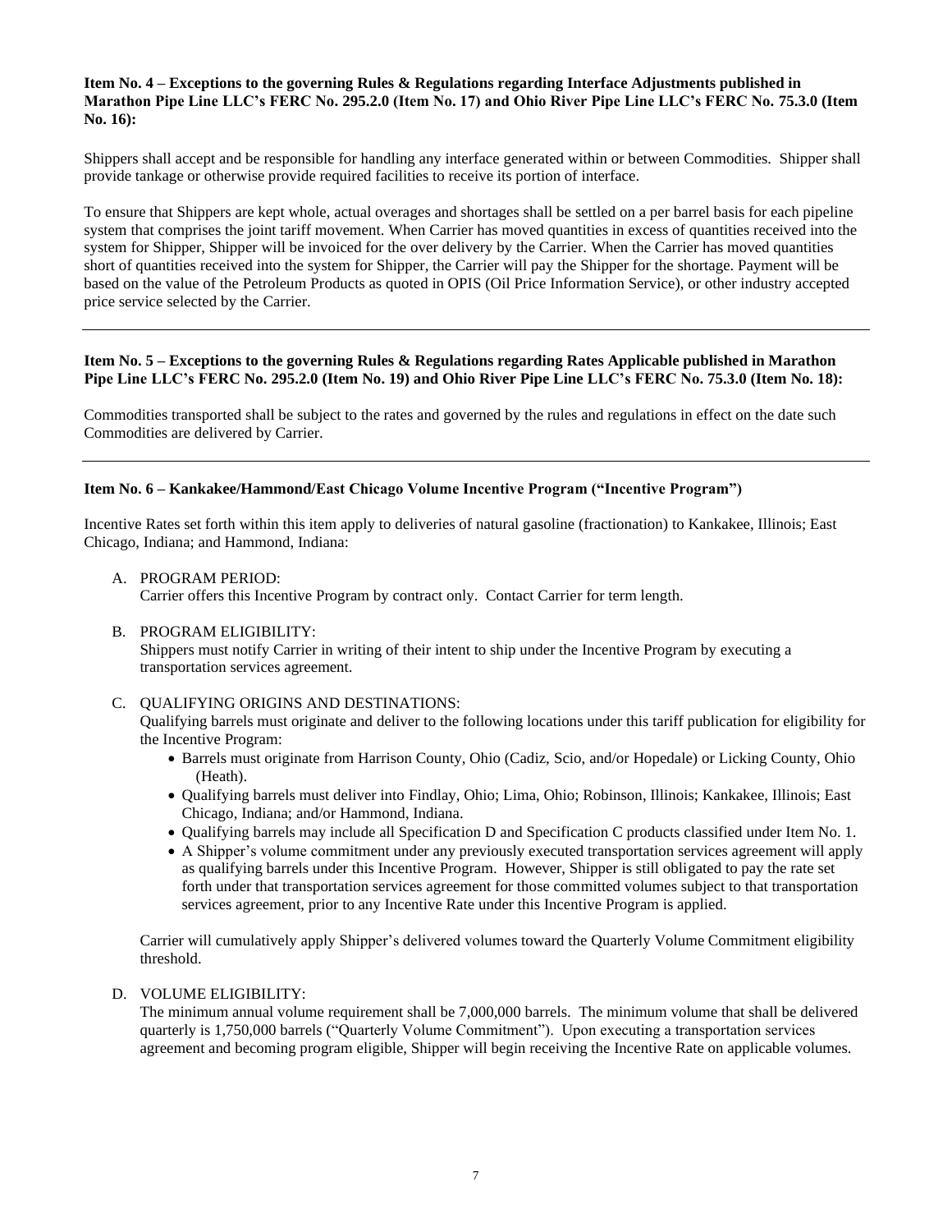**Item No. 4 – Exceptions to the governing Rules & Regulations regarding Interface Adjustments published in Marathon Pipe Line LLC's FERC No. 295.2.0 (Item No. 17) and Ohio River Pipe Line LLC's FERC No. 75.3.0 (Item No. 16):**

Shippers shall accept and be responsible for handling any interface generated within or between Commodities. Shipper shall provide tankage or otherwise provide required facilities to receive its portion of interface.

To ensure that Shippers are kept whole, actual overages and shortages shall be settled on a per barrel basis for each pipeline system that comprises the joint tariff movement. When Carrier has moved quantities in excess of quantities received into the system for Shipper, Shipper will be invoiced for the over delivery by the Carrier. When the Carrier has moved quantities short of quantities received into the system for Shipper, the Carrier will pay the Shipper for the shortage. Payment will be based on the value of the Petroleum Products as quoted in OPIS (Oil Price Information Service), or other industry accepted price service selected by the Carrier.

---

**Item No. 5 – Exceptions to the governing Rules & Regulations regarding Rates Applicable published in Marathon Pipe Line LLC's FERC No. 295.2.0 (Item No. 19) and Ohio River Pipe Line LLC's FERC No. 75.3.0 (Item No. 18):**

Commodities transported shall be subject to the rates and governed by the rules and regulations in effect on the date such Commodities are delivered by Carrier.

---

**Item No. 6 – Kankakee/Hammond/East Chicago Volume Incentive Program ("Incentive Program")**

Incentive Rates set forth within this item apply to deliveries of natural gasoline (fractionation) to Kankakee, Illinois; East Chicago, Indiana; and Hammond, Indiana:

A. PROGRAM PERIOD:
Carrier offers this Incentive Program by contract only. Contact Carrier for term length.

B. PROGRAM ELIGIBILITY:
Shippers must notify Carrier in writing of their intent to ship under the Incentive Program by executing a transportation services agreement.

C. QUALIFYING ORIGINS AND DESTINATIONS:
Qualifying barrels must originate and deliver to the following locations under this tariff publication for eligibility for the Incentive Program:

- Barrels must originate from Harrison County, Ohio (Cadiz, Scio, and/or Hopedale) or Licking County, Ohio (Heath).
- Qualifying barrels must deliver into Findlay, Ohio; Lima, Ohio; Robinson, Illinois; Kankakee, Illinois; East Chicago, Indiana; and/or Hammond, Indiana.
- Qualifying barrels may include all Specification D and Specification C products classified under Item No. 1.
- A Shipper's volume commitment under any previously executed transportation services agreement will apply as qualifying barrels under this Incentive Program. However, Shipper is still obligated to pay the rate set forth under that transportation services agreement for those committed volumes subject to that transportation services agreement, prior to any Incentive Rate under this Incentive Program is applied.

Carrier will cumulatively apply Shipper's delivered volumes toward the Quarterly Volume Commitment eligibility threshold.

D. VOLUME ELIGIBILITY:
The minimum annual volume requirement shall be 7,000,000 barrels. The minimum volume that shall be delivered quarterly is 1,750,000 barrels ("Quarterly Volume Commitment"). Upon executing a transportation services agreement and becoming program eligible, Shipper will begin receiving the Incentive Rate on applicable volumes.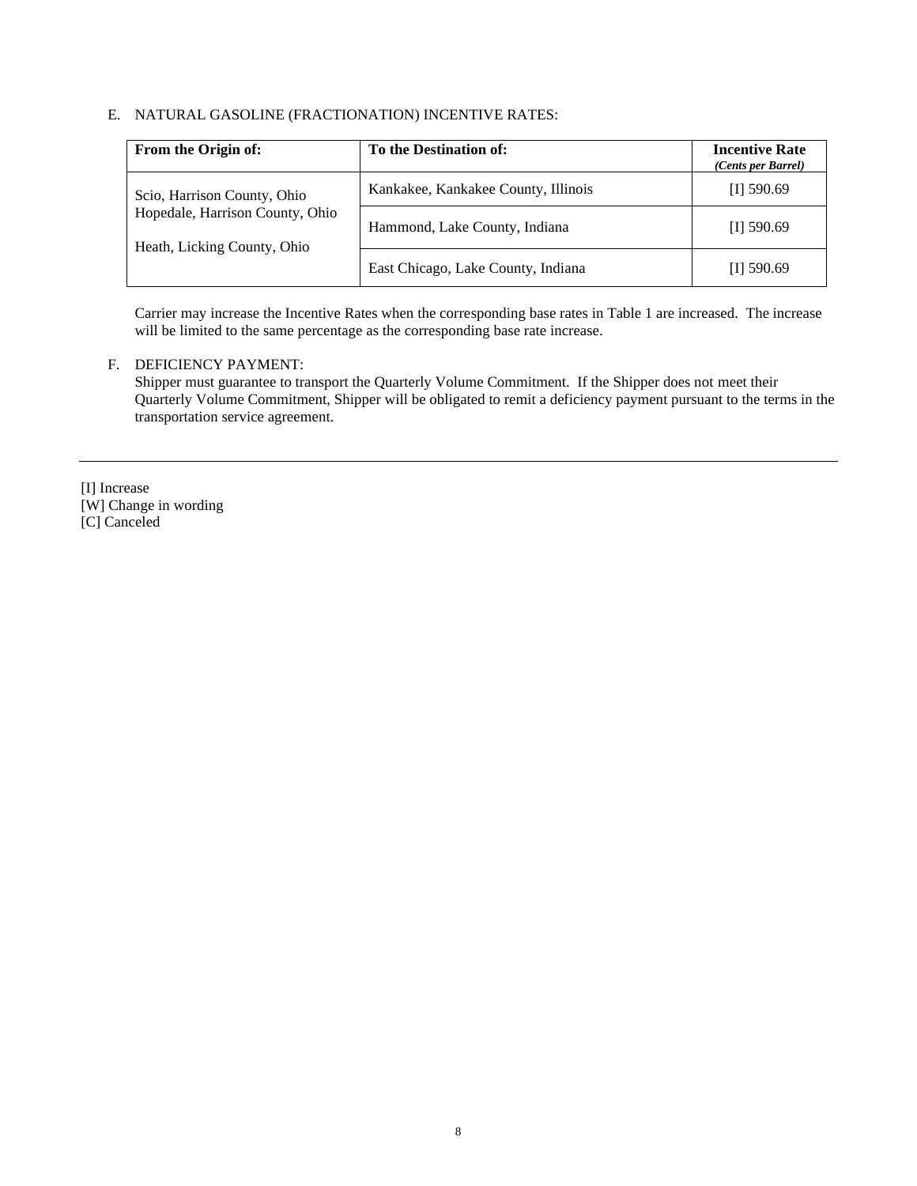E. NATURAL GASOLINE (FRACTIONATION) INCENTIVE RATES:

| **From the Origin of:** | **To the Destination of:** | **Incentive Rate** *(Cents per Barrel)* |
|---|---|---|
| Scio, Harrison County, Ohio<br>Hopedale, Harrison County, Ohio<br>Heath, Licking County, Ohio | Kankakee, Kankakee County, Illinois | [I] 590.69 |
| | Hammond, Lake County, Indiana | [I] 590.69 |
| | East Chicago, Lake County, Indiana | [I] 590.69 |

Carrier may increase the Incentive Rates when the corresponding base rates in Table 1 are increased. The increase will be limited to the same percentage as the corresponding base rate increase.

F. DEFICIENCY PAYMENT:
Shipper must guarantee to transport the Quarterly Volume Commitment. If the Shipper does not meet their Quarterly Volume Commitment, Shipper will be obligated to remit a deficiency payment pursuant to the terms in the transportation service agreement.

---

[I] Increase
[W] Change in wording
[C] Canceled